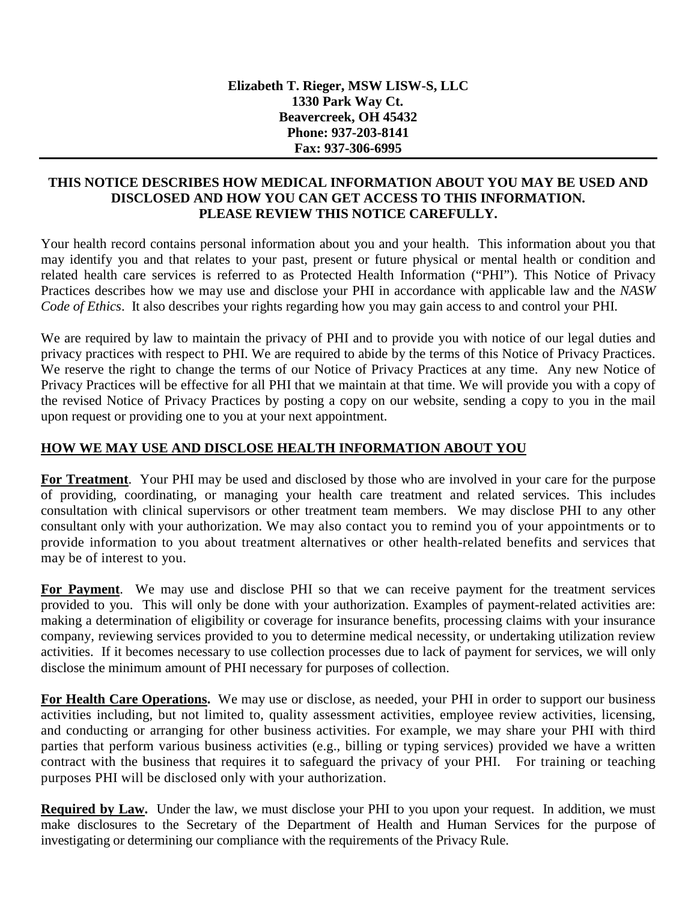**Elizabeth T. Rieger, MSW LISW-S, LLC**
**1330 Park Way Ct.**
**Beavercreek, OH 45432**
**Phone: 937-203-8141**
**Fax: 937-306-6995**

---

**THIS NOTICE DESCRIBES HOW MEDICAL INFORMATION ABOUT YOU MAY BE USED AND DISCLOSED AND HOW YOU CAN GET ACCESS TO THIS INFORMATION. PLEASE REVIEW THIS NOTICE CAREFULLY.**

Your health record contains personal information about you and your health. This information about you that may identify you and that relates to your past, present or future physical or mental health or condition and related health care services is referred to as Protected Health Information ("PHI"). This Notice of Privacy Practices describes how we may use and disclose your PHI in accordance with applicable law and the *NASW Code of Ethics*. It also describes your rights regarding how you may gain access to and control your PHI.

We are required by law to maintain the privacy of PHI and to provide you with notice of our legal duties and privacy practices with respect to PHI. We are required to abide by the terms of this Notice of Privacy Practices. We reserve the right to change the terms of our Notice of Privacy Practices at any time. Any new Notice of Privacy Practices will be effective for all PHI that we maintain at that time. We will provide you with a copy of the revised Notice of Privacy Practices by posting a copy on our website, sending a copy to you in the mail upon request or providing one to you at your next appointment.

## HOW WE MAY USE AND DISCLOSE HEALTH INFORMATION ABOUT YOU

**For Treatment**. Your PHI may be used and disclosed by those who are involved in your care for the purpose of providing, coordinating, or managing your health care treatment and related services. This includes consultation with clinical supervisors or other treatment team members. We may disclose PHI to any other consultant only with your authorization. We may also contact you to remind you of your appointments or to provide information to you about treatment alternatives or other health-related benefits and services that may be of interest to you.

**For Payment**. We may use and disclose PHI so that we can receive payment for the treatment services provided to you. This will only be done with your authorization. Examples of payment-related activities are: making a determination of eligibility or coverage for insurance benefits, processing claims with your insurance company, reviewing services provided to you to determine medical necessity, or undertaking utilization review activities. If it becomes necessary to use collection processes due to lack of payment for services, we will only disclose the minimum amount of PHI necessary for purposes of collection.

**For Health Care Operations.** We may use or disclose, as needed, your PHI in order to support our business activities including, but not limited to, quality assessment activities, employee review activities, licensing, and conducting or arranging for other business activities. For example, we may share your PHI with third parties that perform various business activities (e.g., billing or typing services) provided we have a written contract with the business that requires it to safeguard the privacy of your PHI. For training or teaching purposes PHI will be disclosed only with your authorization.

**Required by Law.** Under the law, we must disclose your PHI to you upon your request. In addition, we must make disclosures to the Secretary of the Department of Health and Human Services for the purpose of investigating or determining our compliance with the requirements of the Privacy Rule.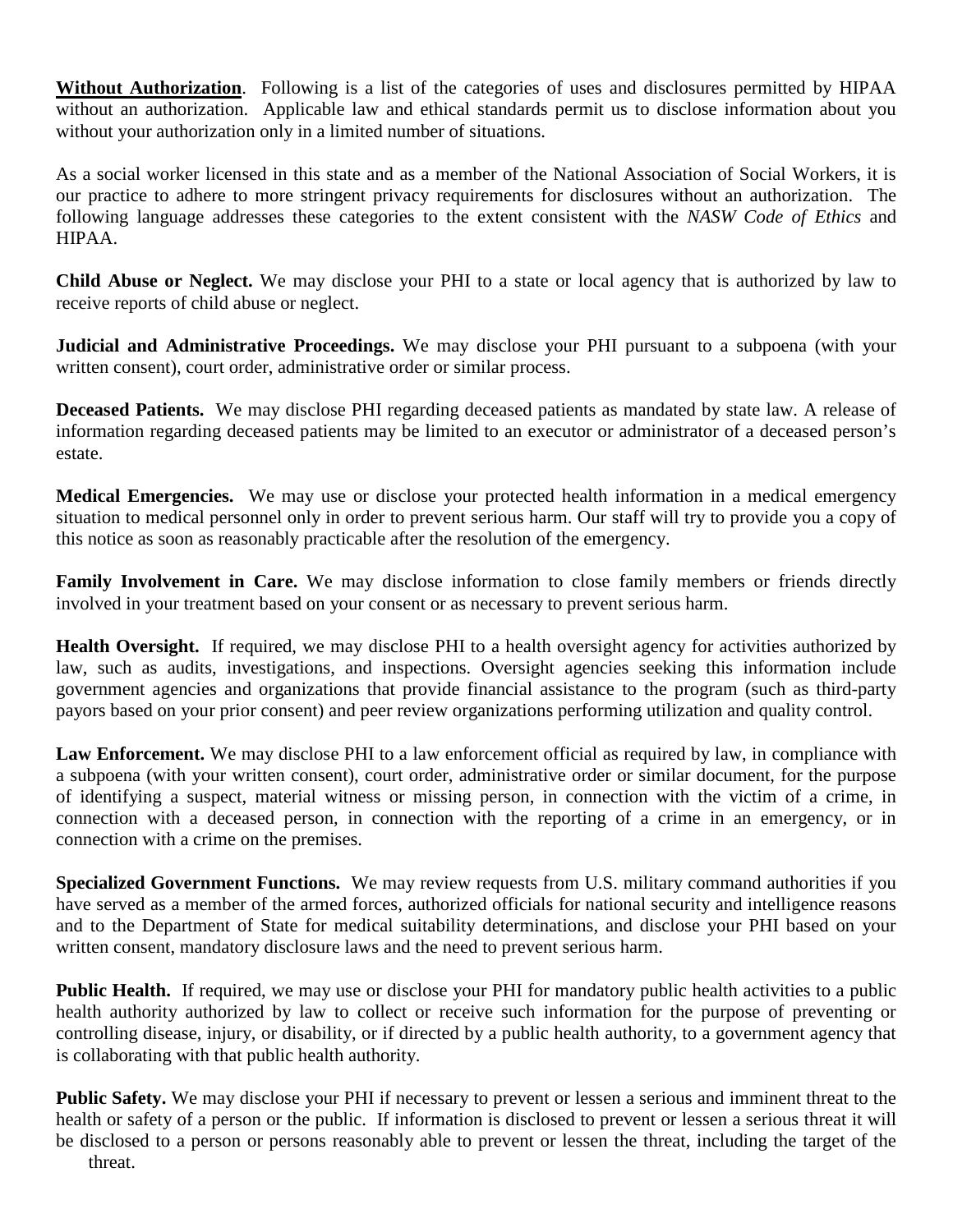**Without Authorization**. Following is a list of the categories of uses and disclosures permitted by HIPAA without an authorization. Applicable law and ethical standards permit us to disclose information about you without your authorization only in a limited number of situations.

As a social worker licensed in this state and as a member of the National Association of Social Workers, it is our practice to adhere to more stringent privacy requirements for disclosures without an authorization. The following language addresses these categories to the extent consistent with the *NASW Code of Ethics* and HIPAA.

**Child Abuse or Neglect.** We may disclose your PHI to a state or local agency that is authorized by law to receive reports of child abuse or neglect.

**Judicial and Administrative Proceedings.** We may disclose your PHI pursuant to a subpoena (with your written consent), court order, administrative order or similar process.

**Deceased Patients.** We may disclose PHI regarding deceased patients as mandated by state law. A release of information regarding deceased patients may be limited to an executor or administrator of a deceased person's estate.

**Medical Emergencies.** We may use or disclose your protected health information in a medical emergency situation to medical personnel only in order to prevent serious harm. Our staff will try to provide you a copy of this notice as soon as reasonably practicable after the resolution of the emergency.

**Family Involvement in Care.** We may disclose information to close family members or friends directly involved in your treatment based on your consent or as necessary to prevent serious harm.

**Health Oversight.** If required, we may disclose PHI to a health oversight agency for activities authorized by law, such as audits, investigations, and inspections. Oversight agencies seeking this information include government agencies and organizations that provide financial assistance to the program (such as third-party payors based on your prior consent) and peer review organizations performing utilization and quality control.

**Law Enforcement.** We may disclose PHI to a law enforcement official as required by law, in compliance with a subpoena (with your written consent), court order, administrative order or similar document, for the purpose of identifying a suspect, material witness or missing person, in connection with the victim of a crime, in connection with a deceased person, in connection with the reporting of a crime in an emergency, or in connection with a crime on the premises.

**Specialized Government Functions.** We may review requests from U.S. military command authorities if you have served as a member of the armed forces, authorized officials for national security and intelligence reasons and to the Department of State for medical suitability determinations, and disclose your PHI based on your written consent, mandatory disclosure laws and the need to prevent serious harm.

**Public Health.** If required, we may use or disclose your PHI for mandatory public health activities to a public health authority authorized by law to collect or receive such information for the purpose of preventing or controlling disease, injury, or disability, or if directed by a public health authority, to a government agency that is collaborating with that public health authority.

**Public Safety.** We may disclose your PHI if necessary to prevent or lessen a serious and imminent threat to the health or safety of a person or the public. If information is disclosed to prevent or lessen a serious threat it will be disclosed to a person or persons reasonably able to prevent or lessen the threat, including the target of the threat.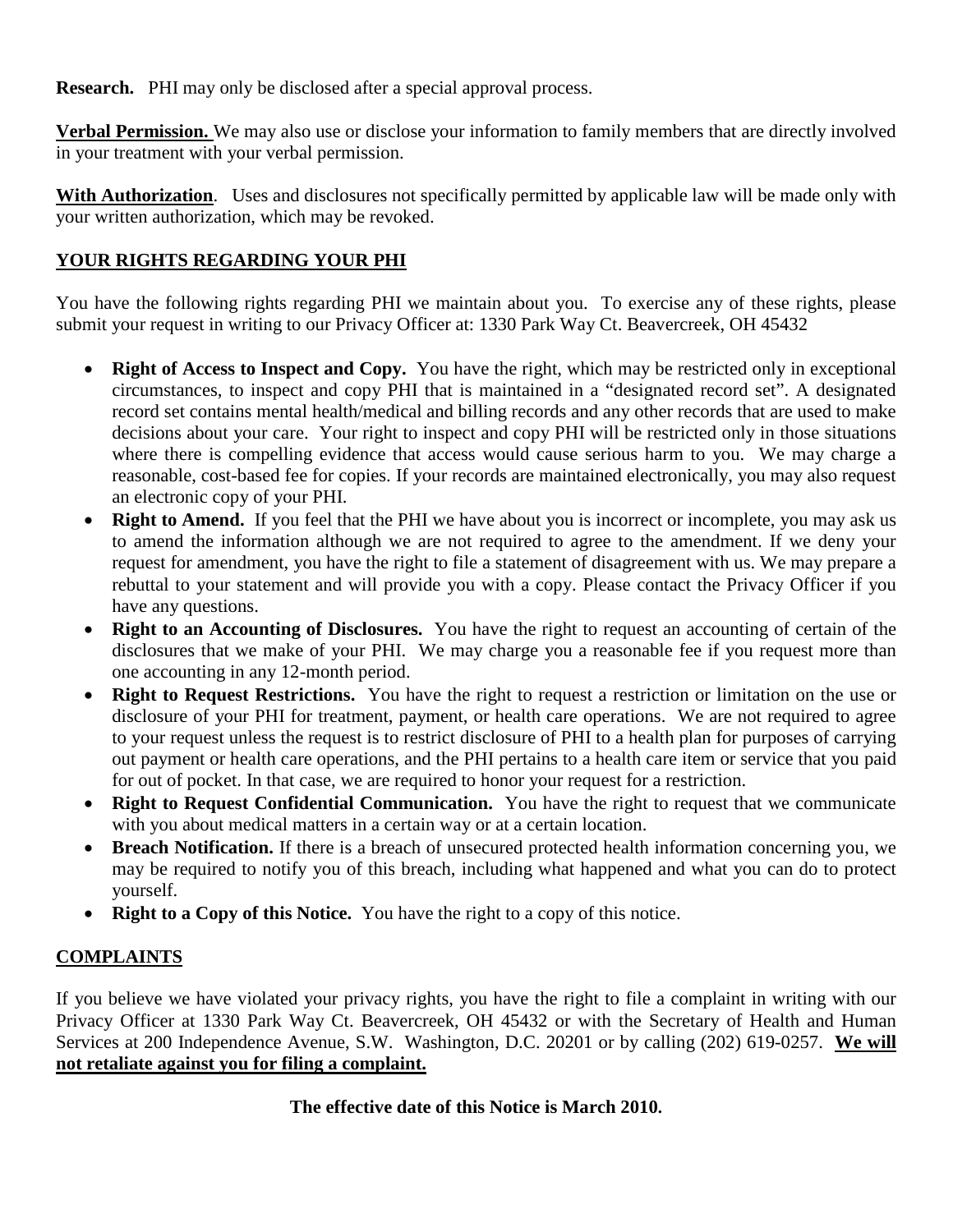**Research.** PHI may only be disclosed after a special approval process.

**Verbal Permission.** We may also use or disclose your information to family members that are directly involved in your treatment with your verbal permission.

**With Authorization**. Uses and disclosures not specifically permitted by applicable law will be made only with your written authorization, which may be revoked.

## YOUR RIGHTS REGARDING YOUR PHI

You have the following rights regarding PHI we maintain about you. To exercise any of these rights, please submit your request in writing to our Privacy Officer at: 1330 Park Way Ct. Beavercreek, OH 45432

- **Right of Access to Inspect and Copy.** You have the right, which may be restricted only in exceptional circumstances, to inspect and copy PHI that is maintained in a "designated record set". A designated record set contains mental health/medical and billing records and any other records that are used to make decisions about your care. Your right to inspect and copy PHI will be restricted only in those situations where there is compelling evidence that access would cause serious harm to you. We may charge a reasonable, cost-based fee for copies. If your records are maintained electronically, you may also request an electronic copy of your PHI.
- **Right to Amend.** If you feel that the PHI we have about you is incorrect or incomplete, you may ask us to amend the information although we are not required to agree to the amendment. If we deny your request for amendment, you have the right to file a statement of disagreement with us. We may prepare a rebuttal to your statement and will provide you with a copy. Please contact the Privacy Officer if you have any questions.
- **Right to an Accounting of Disclosures.** You have the right to request an accounting of certain of the disclosures that we make of your PHI. We may charge you a reasonable fee if you request more than one accounting in any 12-month period.
- **Right to Request Restrictions.** You have the right to request a restriction or limitation on the use or disclosure of your PHI for treatment, payment, or health care operations. We are not required to agree to your request unless the request is to restrict disclosure of PHI to a health plan for purposes of carrying out payment or health care operations, and the PHI pertains to a health care item or service that you paid for out of pocket. In that case, we are required to honor your request for a restriction.
- **Right to Request Confidential Communication.** You have the right to request that we communicate with you about medical matters in a certain way or at a certain location.
- **Breach Notification.** If there is a breach of unsecured protected health information concerning you, we may be required to notify you of this breach, including what happened and what you can do to protect yourself.
- **Right to a Copy of this Notice.** You have the right to a copy of this notice.

## COMPLAINTS

If you believe we have violated your privacy rights, you have the right to file a complaint in writing with our Privacy Officer at 1330 Park Way Ct. Beavercreek, OH 45432 or with the Secretary of Health and Human Services at 200 Independence Avenue, S.W. Washington, D.C. 20201 or by calling (202) 619-0257. **We will not retaliate against you for filing a complaint.**

**The effective date of this Notice is March 2010.**